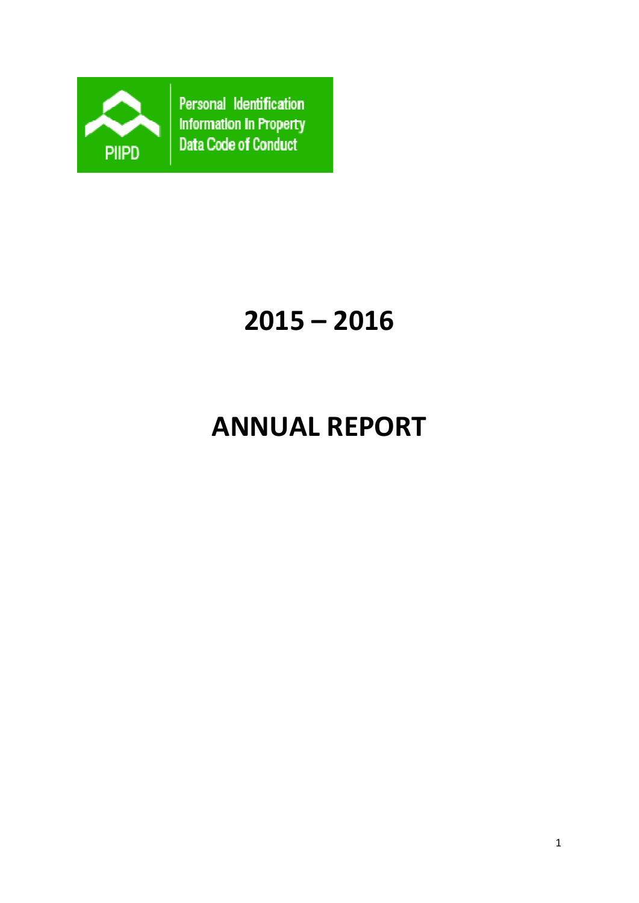PIIPD

Personal Identification Information In Property Data Code of Conduct

# 2015 – 2016

# ANNUAL REPORT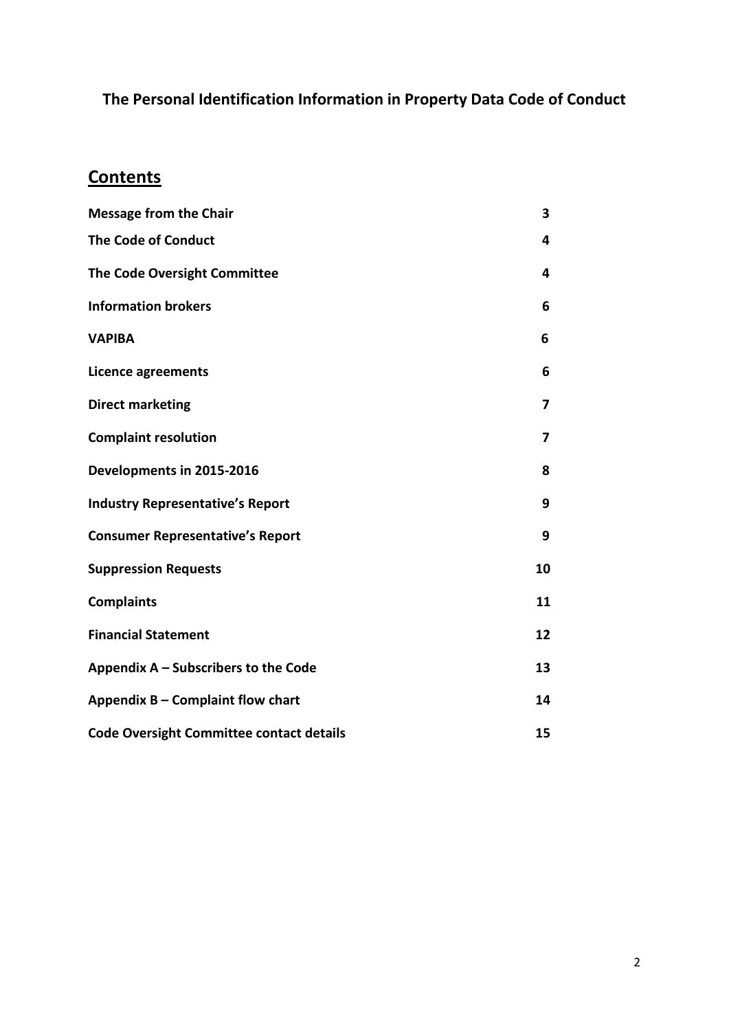# The Personal Identification Information in Property Data Code of Conduct

## Contents

| | |
|---|---|
| **Message from the Chair** | **3** |
| **The Code of Conduct** | **4** |
| **The Code Oversight Committee** | **4** |
| **Information brokers** | **6** |
| **VAPIBA** | **6** |
| **Licence agreements** | **6** |
| **Direct marketing** | **7** |
| **Complaint resolution** | **7** |
| **Developments in 2015-2016** | **8** |
| **Industry Representative's Report** | **9** |
| **Consumer Representative's Report** | **9** |
| **Suppression Requests** | **10** |
| **Complaints** | **11** |
| **Financial Statement** | **12** |
| **Appendix A – Subscribers to the Code** | **13** |
| **Appendix B – Complaint flow chart** | **14** |
| **Code Oversight Committee contact details** | **15** |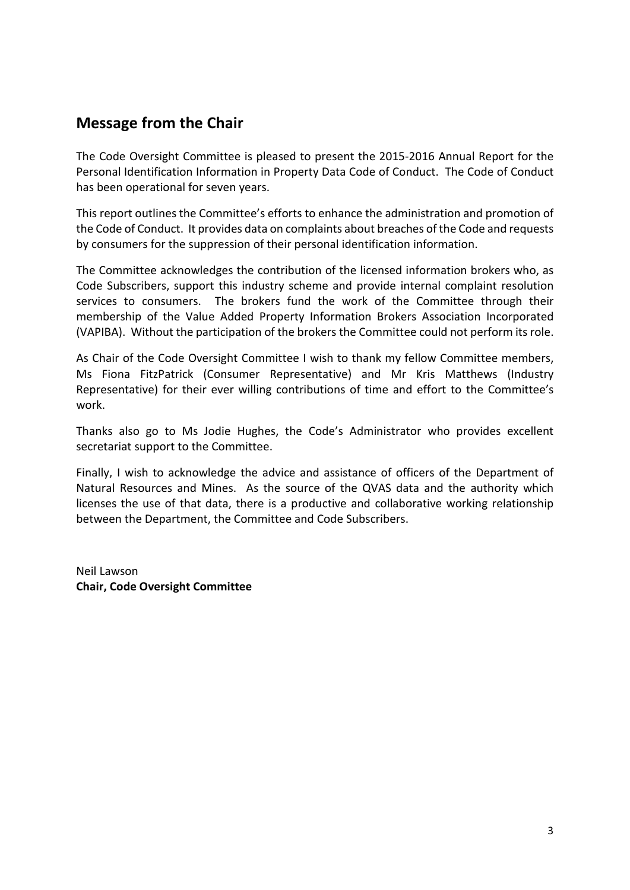## Message from the Chair

The Code Oversight Committee is pleased to present the 2015-2016 Annual Report for the Personal Identification Information in Property Data Code of Conduct. The Code of Conduct has been operational for seven years.

This report outlines the Committee's efforts to enhance the administration and promotion of the Code of Conduct. It provides data on complaints about breaches of the Code and requests by consumers for the suppression of their personal identification information.

The Committee acknowledges the contribution of the licensed information brokers who, as Code Subscribers, support this industry scheme and provide internal complaint resolution services to consumers. The brokers fund the work of the Committee through their membership of the Value Added Property Information Brokers Association Incorporated (VAPIBA). Without the participation of the brokers the Committee could not perform its role.

As Chair of the Code Oversight Committee I wish to thank my fellow Committee members, Ms Fiona FitzPatrick (Consumer Representative) and Mr Kris Matthews (Industry Representative) for their ever willing contributions of time and effort to the Committee's work.

Thanks also go to Ms Jodie Hughes, the Code's Administrator who provides excellent secretariat support to the Committee.

Finally, I wish to acknowledge the advice and assistance of officers of the Department of Natural Resources and Mines. As the source of the QVAS data and the authority which licenses the use of that data, there is a productive and collaborative working relationship between the Department, the Committee and Code Subscribers.

Neil Lawson
**Chair, Code Oversight Committee**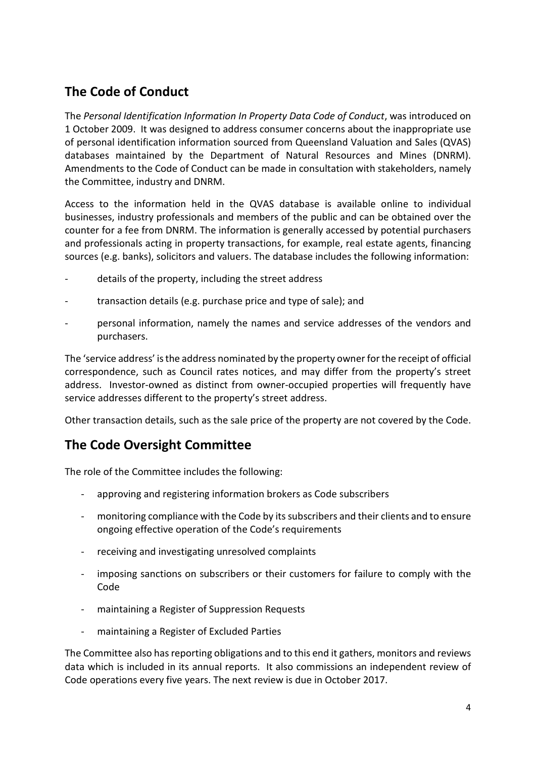## The Code of Conduct

The *Personal Identification Information In Property Data Code of Conduct*, was introduced on 1 October 2009. It was designed to address consumer concerns about the inappropriate use of personal identification information sourced from Queensland Valuation and Sales (QVAS) databases maintained by the Department of Natural Resources and Mines (DNRM). Amendments to the Code of Conduct can be made in consultation with stakeholders, namely the Committee, industry and DNRM.

Access to the information held in the QVAS database is available online to individual businesses, industry professionals and members of the public and can be obtained over the counter for a fee from DNRM. The information is generally accessed by potential purchasers and professionals acting in property transactions, for example, real estate agents, financing sources (e.g. banks), solicitors and valuers. The database includes the following information:

- details of the property, including the street address
- transaction details (e.g. purchase price and type of sale); and
- personal information, namely the names and service addresses of the vendors and purchasers.

The 'service address' is the address nominated by the property owner for the receipt of official correspondence, such as Council rates notices, and may differ from the property's street address. Investor-owned as distinct from owner-occupied properties will frequently have service addresses different to the property's street address.

Other transaction details, such as the sale price of the property are not covered by the Code.

## The Code Oversight Committee

The role of the Committee includes the following:

- approving and registering information brokers as Code subscribers
- monitoring compliance with the Code by its subscribers and their clients and to ensure ongoing effective operation of the Code's requirements
- receiving and investigating unresolved complaints
- imposing sanctions on subscribers or their customers for failure to comply with the Code
- maintaining a Register of Suppression Requests
- maintaining a Register of Excluded Parties

The Committee also has reporting obligations and to this end it gathers, monitors and reviews data which is included in its annual reports. It also commissions an independent review of Code operations every five years. The next review is due in October 2017.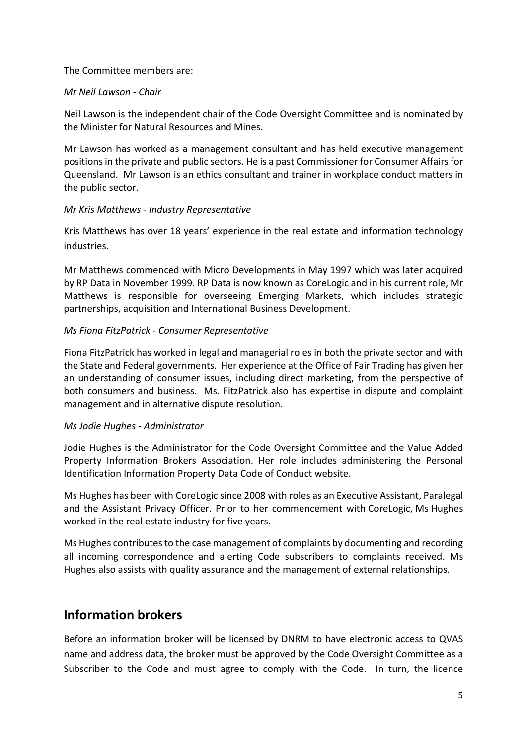The Committee members are:

*Mr Neil Lawson - Chair*

Neil Lawson is the independent chair of the Code Oversight Committee and is nominated by the Minister for Natural Resources and Mines.

Mr Lawson has worked as a management consultant and has held executive management positions in the private and public sectors. He is a past Commissioner for Consumer Affairs for Queensland. Mr Lawson is an ethics consultant and trainer in workplace conduct matters in the public sector.

*Mr Kris Matthews - Industry Representative*

Kris Matthews has over 18 years' experience in the real estate and information technology industries.

Mr Matthews commenced with Micro Developments in May 1997 which was later acquired by RP Data in November 1999. RP Data is now known as CoreLogic and in his current role, Mr Matthews is responsible for overseeing Emerging Markets, which includes strategic partnerships, acquisition and International Business Development.

*Ms Fiona FitzPatrick - Consumer Representative*

Fiona FitzPatrick has worked in legal and managerial roles in both the private sector and with the State and Federal governments. Her experience at the Office of Fair Trading has given her an understanding of consumer issues, including direct marketing, from the perspective of both consumers and business. Ms. FitzPatrick also has expertise in dispute and complaint management and in alternative dispute resolution.

*Ms Jodie Hughes - Administrator*

Jodie Hughes is the Administrator for the Code Oversight Committee and the Value Added Property Information Brokers Association. Her role includes administering the Personal Identification Information Property Data Code of Conduct website.

Ms Hughes has been with CoreLogic since 2008 with roles as an Executive Assistant, Paralegal and the Assistant Privacy Officer. Prior to her commencement with CoreLogic, Ms Hughes worked in the real estate industry for five years.

Ms Hughes contributes to the case management of complaints by documenting and recording all incoming correspondence and alerting Code subscribers to complaints received. Ms Hughes also assists with quality assurance and the management of external relationships.

## Information brokers

Before an information broker will be licensed by DNRM to have electronic access to QVAS name and address data, the broker must be approved by the Code Oversight Committee as a Subscriber to the Code and must agree to comply with the Code. In turn, the licence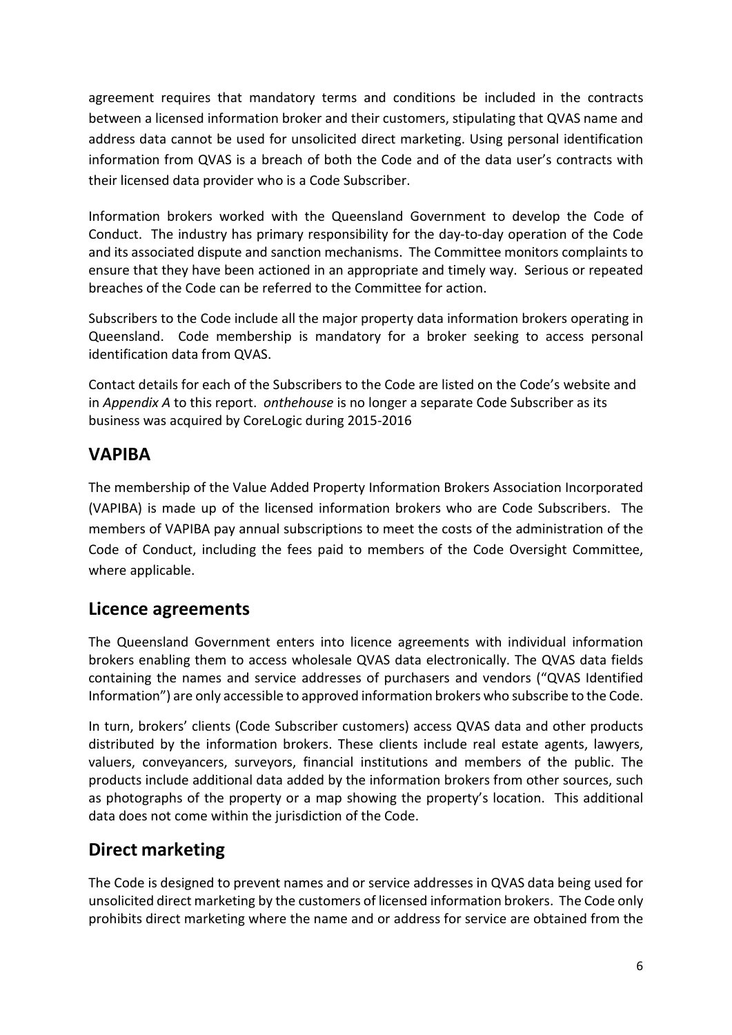agreement requires that mandatory terms and conditions be included in the contracts between a licensed information broker and their customers, stipulating that QVAS name and address data cannot be used for unsolicited direct marketing. Using personal identification information from QVAS is a breach of both the Code and of the data user's contracts with their licensed data provider who is a Code Subscriber.

Information brokers worked with the Queensland Government to develop the Code of Conduct. The industry has primary responsibility for the day-to-day operation of the Code and its associated dispute and sanction mechanisms. The Committee monitors complaints to ensure that they have been actioned in an appropriate and timely way. Serious or repeated breaches of the Code can be referred to the Committee for action.

Subscribers to the Code include all the major property data information brokers operating in Queensland. Code membership is mandatory for a broker seeking to access personal identification data from QVAS.

Contact details for each of the Subscribers to the Code are listed on the Code's website and in *Appendix A* to this report. *onthehouse* is no longer a separate Code Subscriber as its business was acquired by CoreLogic during 2015-2016

## VAPIBA

The membership of the Value Added Property Information Brokers Association Incorporated (VAPIBA) is made up of the licensed information brokers who are Code Subscribers. The members of VAPIBA pay annual subscriptions to meet the costs of the administration of the Code of Conduct, including the fees paid to members of the Code Oversight Committee, where applicable.

## Licence agreements

The Queensland Government enters into licence agreements with individual information brokers enabling them to access wholesale QVAS data electronically. The QVAS data fields containing the names and service addresses of purchasers and vendors ("QVAS Identified Information") are only accessible to approved information brokers who subscribe to the Code.

In turn, brokers' clients (Code Subscriber customers) access QVAS data and other products distributed by the information brokers. These clients include real estate agents, lawyers, valuers, conveyancers, surveyors, financial institutions and members of the public. The products include additional data added by the information brokers from other sources, such as photographs of the property or a map showing the property's location. This additional data does not come within the jurisdiction of the Code.

## Direct marketing

The Code is designed to prevent names and or service addresses in QVAS data being used for unsolicited direct marketing by the customers of licensed information brokers. The Code only prohibits direct marketing where the name and or address for service are obtained from the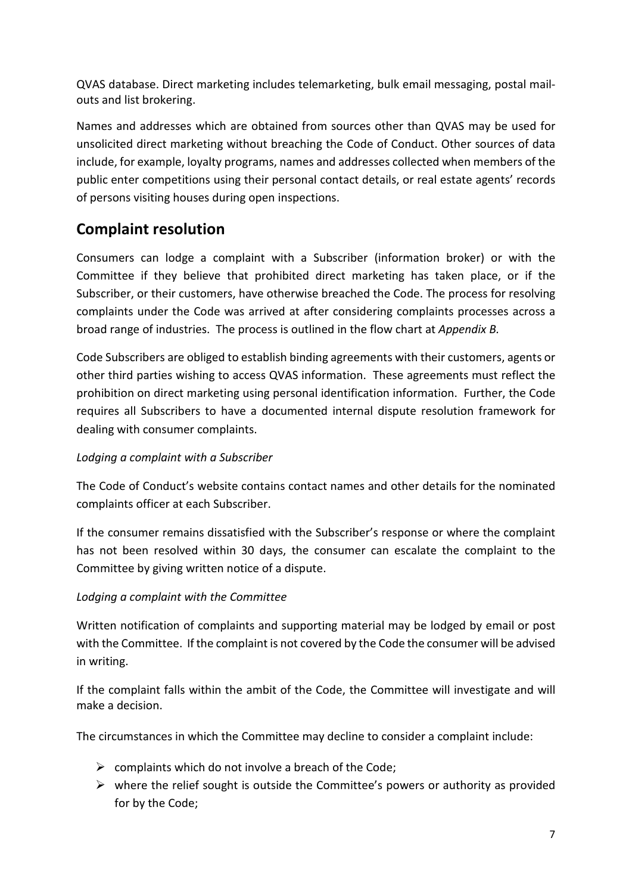QVAS database. Direct marketing includes telemarketing, bulk email messaging, postal mail-outs and list brokering.

Names and addresses which are obtained from sources other than QVAS may be used for unsolicited direct marketing without breaching the Code of Conduct. Other sources of data include, for example, loyalty programs, names and addresses collected when members of the public enter competitions using their personal contact details, or real estate agents' records of persons visiting houses during open inspections.

## Complaint resolution

Consumers can lodge a complaint with a Subscriber (information broker) or with the Committee if they believe that prohibited direct marketing has taken place, or if the Subscriber, or their customers, have otherwise breached the Code. The process for resolving complaints under the Code was arrived at after considering complaints processes across a broad range of industries. The process is outlined in the flow chart at *Appendix B.*

Code Subscribers are obliged to establish binding agreements with their customers, agents or other third parties wishing to access QVAS information. These agreements must reflect the prohibition on direct marketing using personal identification information. Further, the Code requires all Subscribers to have a documented internal dispute resolution framework for dealing with consumer complaints.

*Lodging a complaint with a Subscriber*

The Code of Conduct's website contains contact names and other details for the nominated complaints officer at each Subscriber.

If the consumer remains dissatisfied with the Subscriber's response or where the complaint has not been resolved within 30 days, the consumer can escalate the complaint to the Committee by giving written notice of a dispute.

*Lodging a complaint with the Committee*

Written notification of complaints and supporting material may be lodged by email or post with the Committee. If the complaint is not covered by the Code the consumer will be advised in writing.

If the complaint falls within the ambit of the Code, the Committee will investigate and will make a decision.

The circumstances in which the Committee may decline to consider a complaint include:

- complaints which do not involve a breach of the Code;
- where the relief sought is outside the Committee's powers or authority as provided for by the Code;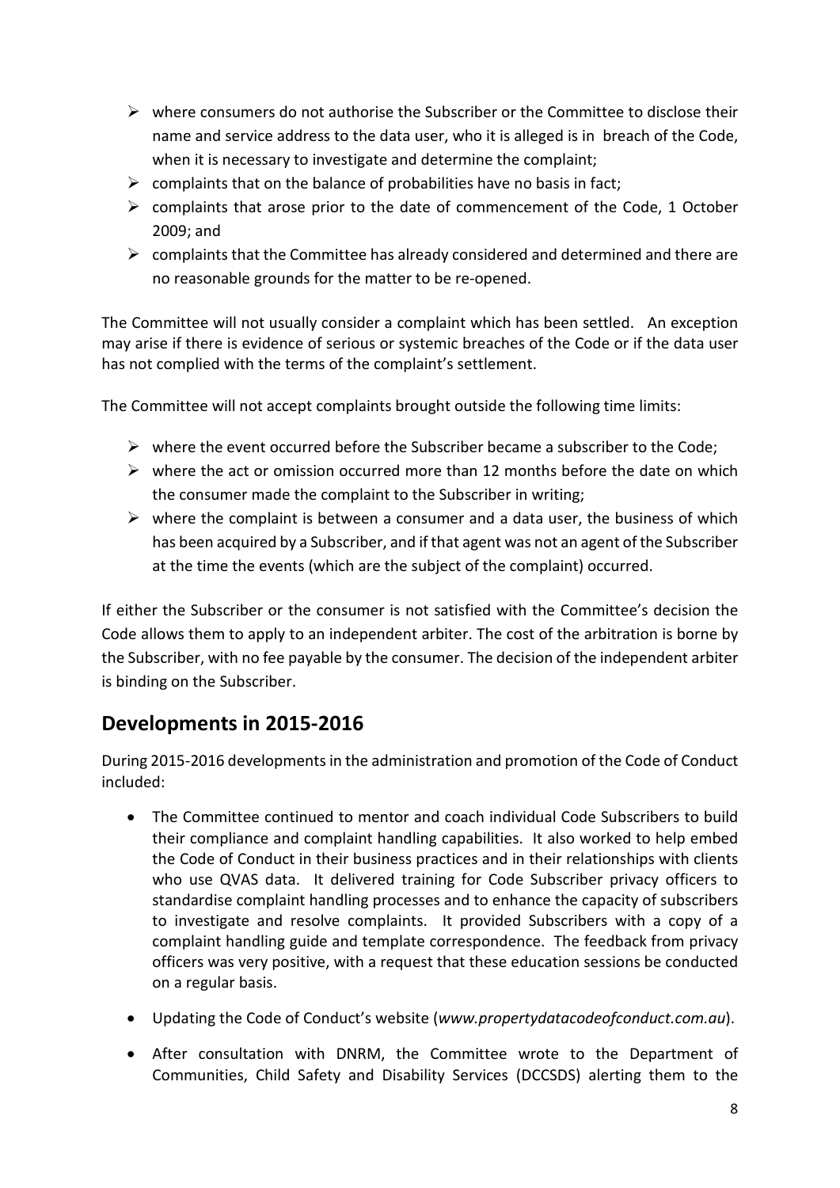- where consumers do not authorise the Subscriber or the Committee to disclose their name and service address to the data user, who it is alleged is in breach of the Code, when it is necessary to investigate and determine the complaint;
- complaints that on the balance of probabilities have no basis in fact;
- complaints that arose prior to the date of commencement of the Code, 1 October 2009; and
- complaints that the Committee has already considered and determined and there are no reasonable grounds for the matter to be re-opened.

The Committee will not usually consider a complaint which has been settled. An exception may arise if there is evidence of serious or systemic breaches of the Code or if the data user has not complied with the terms of the complaint's settlement.

The Committee will not accept complaints brought outside the following time limits:

- where the event occurred before the Subscriber became a subscriber to the Code;
- where the act or omission occurred more than 12 months before the date on which the consumer made the complaint to the Subscriber in writing;
- where the complaint is between a consumer and a data user, the business of which has been acquired by a Subscriber, and if that agent was not an agent of the Subscriber at the time the events (which are the subject of the complaint) occurred.

If either the Subscriber or the consumer is not satisfied with the Committee's decision the Code allows them to apply to an independent arbiter. The cost of the arbitration is borne by the Subscriber, with no fee payable by the consumer. The decision of the independent arbiter is binding on the Subscriber.

## Developments in 2015-2016

During 2015-2016 developments in the administration and promotion of the Code of Conduct included:

- The Committee continued to mentor and coach individual Code Subscribers to build their compliance and complaint handling capabilities. It also worked to help embed the Code of Conduct in their business practices and in their relationships with clients who use QVAS data. It delivered training for Code Subscriber privacy officers to standardise complaint handling processes and to enhance the capacity of subscribers to investigate and resolve complaints. It provided Subscribers with a copy of a complaint handling guide and template correspondence. The feedback from privacy officers was very positive, with a request that these education sessions be conducted on a regular basis.
- Updating the Code of Conduct's website (*www.propertydatacodeofconduct.com.au*).
- After consultation with DNRM, the Committee wrote to the Department of Communities, Child Safety and Disability Services (DCCSDS) alerting them to the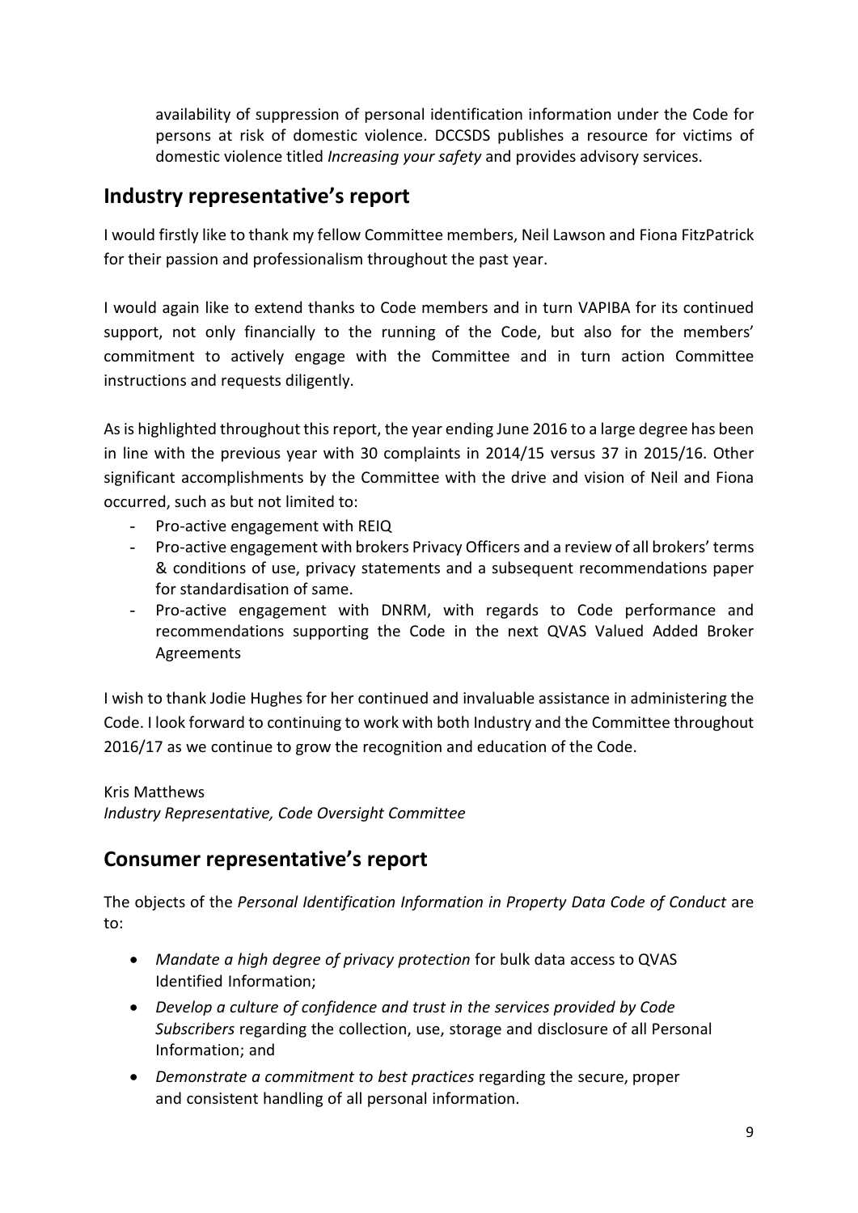availability of suppression of personal identification information under the Code for persons at risk of domestic violence. DCCSDS publishes a resource for victims of domestic violence titled *Increasing your safety* and provides advisory services.

## Industry representative's report

I would firstly like to thank my fellow Committee members, Neil Lawson and Fiona FitzPatrick for their passion and professionalism throughout the past year.

I would again like to extend thanks to Code members and in turn VAPIBA for its continued support, not only financially to the running of the Code, but also for the members' commitment to actively engage with the Committee and in turn action Committee instructions and requests diligently.

As is highlighted throughout this report, the year ending June 2016 to a large degree has been in line with the previous year with 30 complaints in 2014/15 versus 37 in 2015/16. Other significant accomplishments by the Committee with the drive and vision of Neil and Fiona occurred, such as but not limited to:

- Pro-active engagement with REIQ
- Pro-active engagement with brokers Privacy Officers and a review of all brokers' terms & conditions of use, privacy statements and a subsequent recommendations paper for standardisation of same.
- Pro-active engagement with DNRM, with regards to Code performance and recommendations supporting the Code in the next QVAS Valued Added Broker Agreements

I wish to thank Jodie Hughes for her continued and invaluable assistance in administering the Code. I look forward to continuing to work with both Industry and the Committee throughout 2016/17 as we continue to grow the recognition and education of the Code.

Kris Matthews
*Industry Representative, Code Oversight Committee*

## Consumer representative's report

The objects of the *Personal Identification Information in Property Data Code of Conduct* are to:

- *Mandate a high degree of privacy protection* for bulk data access to QVAS Identified Information;
- *Develop a culture of confidence and trust in the services provided by Code Subscribers* regarding the collection, use, storage and disclosure of all Personal Information; and
- *Demonstrate a commitment to best practices* regarding the secure, proper and consistent handling of all personal information.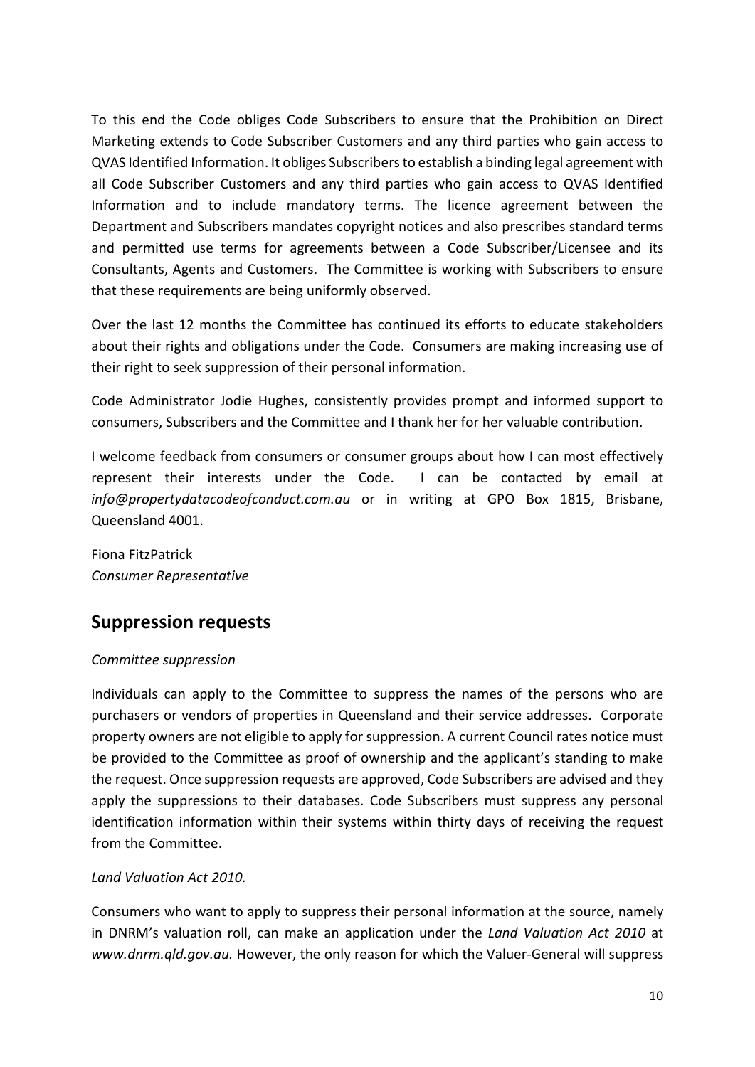To this end the Code obliges Code Subscribers to ensure that the Prohibition on Direct Marketing extends to Code Subscriber Customers and any third parties who gain access to QVAS Identified Information. It obliges Subscribers to establish a binding legal agreement with all Code Subscriber Customers and any third parties who gain access to QVAS Identified Information and to include mandatory terms. The licence agreement between the Department and Subscribers mandates copyright notices and also prescribes standard terms and permitted use terms for agreements between a Code Subscriber/Licensee and its Consultants, Agents and Customers. The Committee is working with Subscribers to ensure that these requirements are being uniformly observed.

Over the last 12 months the Committee has continued its efforts to educate stakeholders about their rights and obligations under the Code. Consumers are making increasing use of their right to seek suppression of their personal information.

Code Administrator Jodie Hughes, consistently provides prompt and informed support to consumers, Subscribers and the Committee and I thank her for her valuable contribution.

I welcome feedback from consumers or consumer groups about how I can most effectively represent their interests under the Code. I can be contacted by email at *info@propertydatacodeofconduct.com.au* or in writing at GPO Box 1815, Brisbane, Queensland 4001.

Fiona FitzPatrick
*Consumer Representative*

## Suppression requests

*Committee suppression*

Individuals can apply to the Committee to suppress the names of the persons who are purchasers or vendors of properties in Queensland and their service addresses. Corporate property owners are not eligible to apply for suppression. A current Council rates notice must be provided to the Committee as proof of ownership and the applicant's standing to make the request. Once suppression requests are approved, Code Subscribers are advised and they apply the suppressions to their databases. Code Subscribers must suppress any personal identification information within their systems within thirty days of receiving the request from the Committee.

*Land Valuation Act 2010.*

Consumers who want to apply to suppress their personal information at the source, namely in DNRM's valuation roll, can make an application under the *Land Valuation Act 2010* at *www.dnrm.qld.gov.au.* However, the only reason for which the Valuer-General will suppress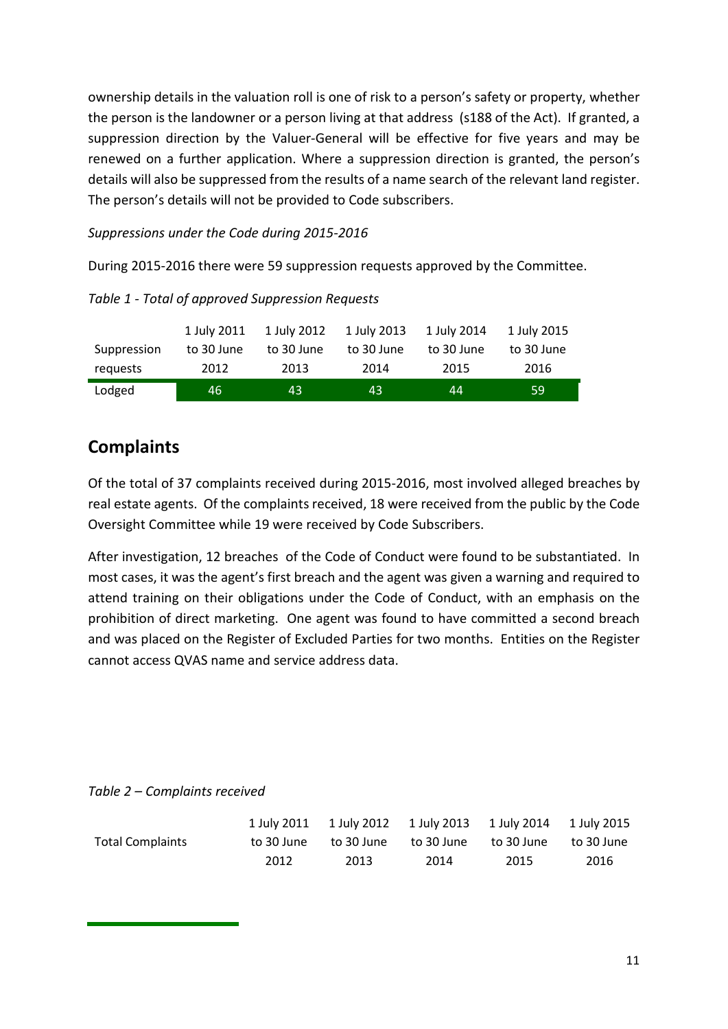ownership details in the valuation roll is one of risk to a person's safety or property, whether the person is the landowner or a person living at that address (s188 of the Act). If granted, a suppression direction by the Valuer-General will be effective for five years and may be renewed on a further application. Where a suppression direction is granted, the person's details will also be suppressed from the results of a name search of the relevant land register. The person's details will not be provided to Code subscribers.

*Suppressions under the Code during 2015-2016*

During 2015-2016 there were 59 suppression requests approved by the Committee.

*Table 1 - Total of approved Suppression Requests*

| Suppression requests | 1 July 2011 to 30 June 2012 | 1 July 2012 to 30 June 2013 | 1 July 2013 to 30 June 2014 | 1 July 2014 to 30 June 2015 | 1 July 2015 to 30 June 2016 |
|---|---|---|---|---|---|
| Lodged | 46 | 43 | 43 | 44 | 59 |

## Complaints

Of the total of 37 complaints received during 2015-2016, most involved alleged breaches by real estate agents. Of the complaints received, 18 were received from the public by the Code Oversight Committee while 19 were received by Code Subscribers.

After investigation, 12 breaches of the Code of Conduct were found to be substantiated. In most cases, it was the agent's first breach and the agent was given a warning and required to attend training on their obligations under the Code of Conduct, with an emphasis on the prohibition of direct marketing. One agent was found to have committed a second breach and was placed on the Register of Excluded Parties for two months. Entities on the Register cannot access QVAS name and service address data.

*Table 2 – Complaints received*

| Total Complaints | 1 July 2011 to 30 June 2012 | 1 July 2012 to 30 June 2013 | 1 July 2013 to 30 June 2014 | 1 July 2014 to 30 June 2015 | 1 July 2015 to 30 June 2016 |
|---|---|---|---|---|---|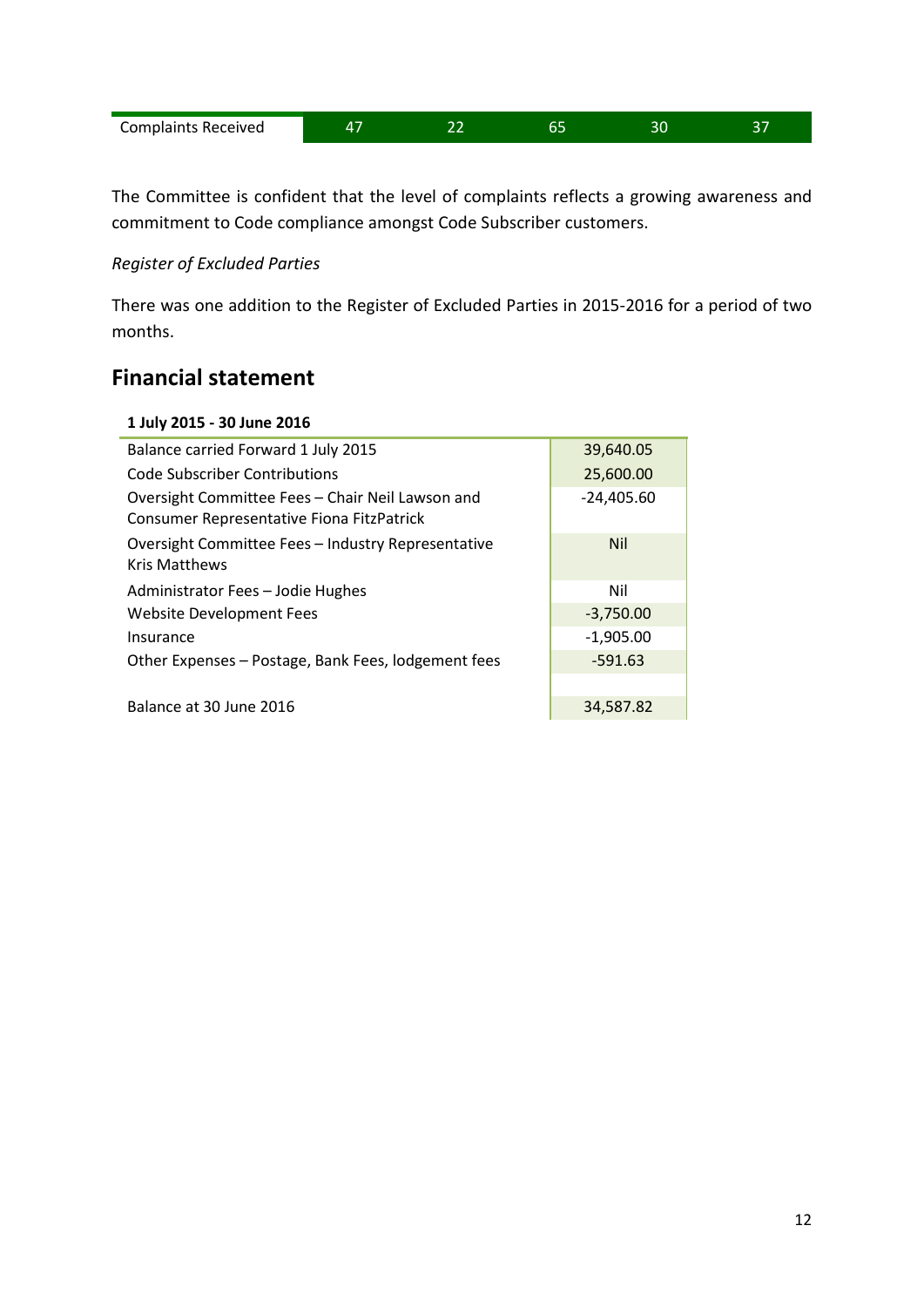| Complaints Received | 47 | 22 | 65 | 30 | 37 |
|---|---|---|---|---|---|

The Committee is confident that the level of complaints reflects a growing awareness and commitment to Code compliance amongst Code Subscriber customers.

*Register of Excluded Parties*

There was one addition to the Register of Excluded Parties in 2015-2016 for a period of two months.

## Financial statement

**1 July 2015 - 30 June 2016**

| | |
|---|---|
| Balance carried Forward 1 July 2015 | 39,640.05 |
| Code Subscriber Contributions | 25,600.00 |
| Oversight Committee Fees – Chair Neil Lawson and Consumer Representative Fiona FitzPatrick | -24,405.60 |
| Oversight Committee Fees – Industry Representative Kris Matthews | Nil |
| Administrator Fees – Jodie Hughes | Nil |
| Website Development Fees | -3,750.00 |
| Insurance | -1,905.00 |
| Other Expenses – Postage, Bank Fees, lodgement fees | -591.63 |
| | |
| Balance at 30 June 2016 | 34,587.82 |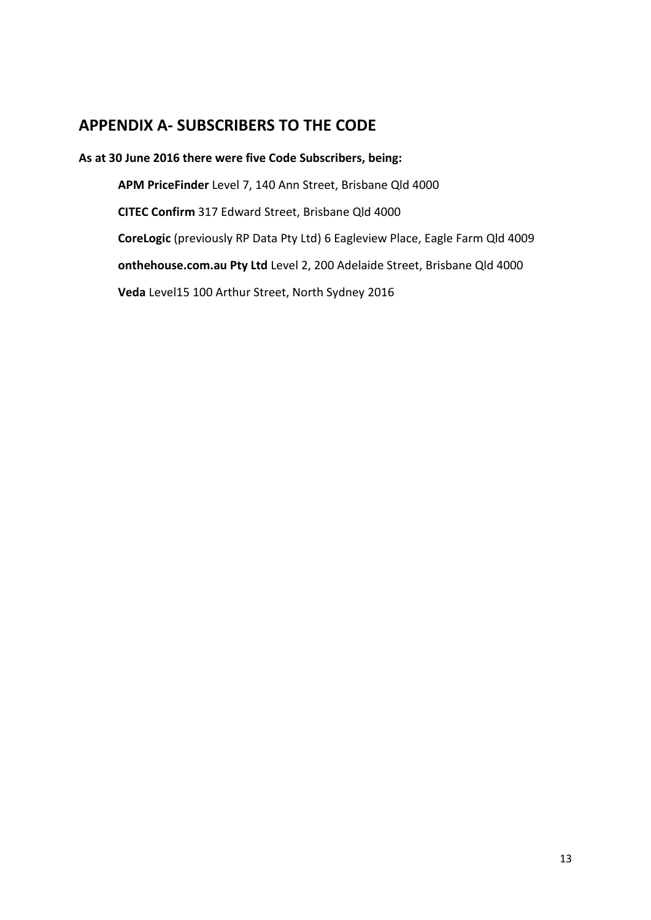## APPENDIX A- SUBSCRIBERS TO THE CODE

**As at 30 June 2016 there were five Code Subscribers, being:**

**APM PriceFinder** Level 7, 140 Ann Street, Brisbane Qld 4000

**CITEC Confirm** 317 Edward Street, Brisbane Qld 4000

**CoreLogic** (previously RP Data Pty Ltd) 6 Eagleview Place, Eagle Farm Qld 4009

**onthehouse.com.au Pty Ltd** Level 2, 200 Adelaide Street, Brisbane Qld 4000

**Veda** Level15 100 Arthur Street, North Sydney 2016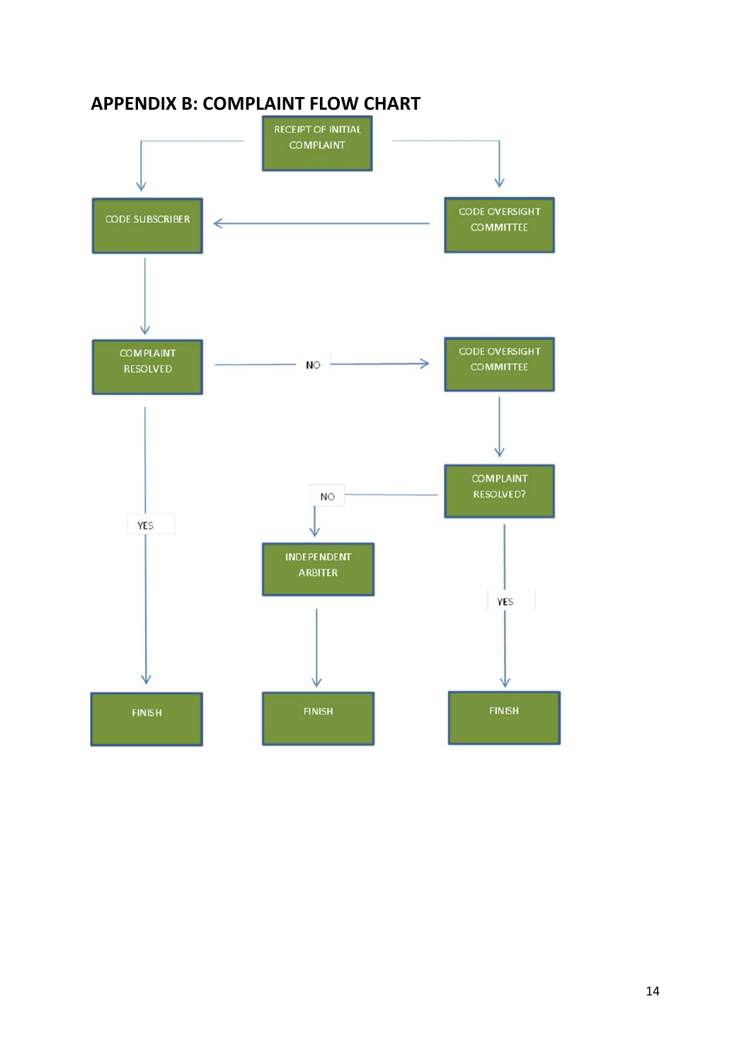## APPENDIX B: COMPLAINT FLOW CHART

RECEIPT OF INITIAL COMPLAINT

CODE SUBSCRIBER

CODE OVERSIGHT COMMITTEE

COMPLAINT RESOLVED

NO

CODE OVERSIGHT COMMITTEE

COMPLAINT RESOLVED?

NO

YES

INDEPENDENT ARBITER

YES

FINISH

FINISH

FINISH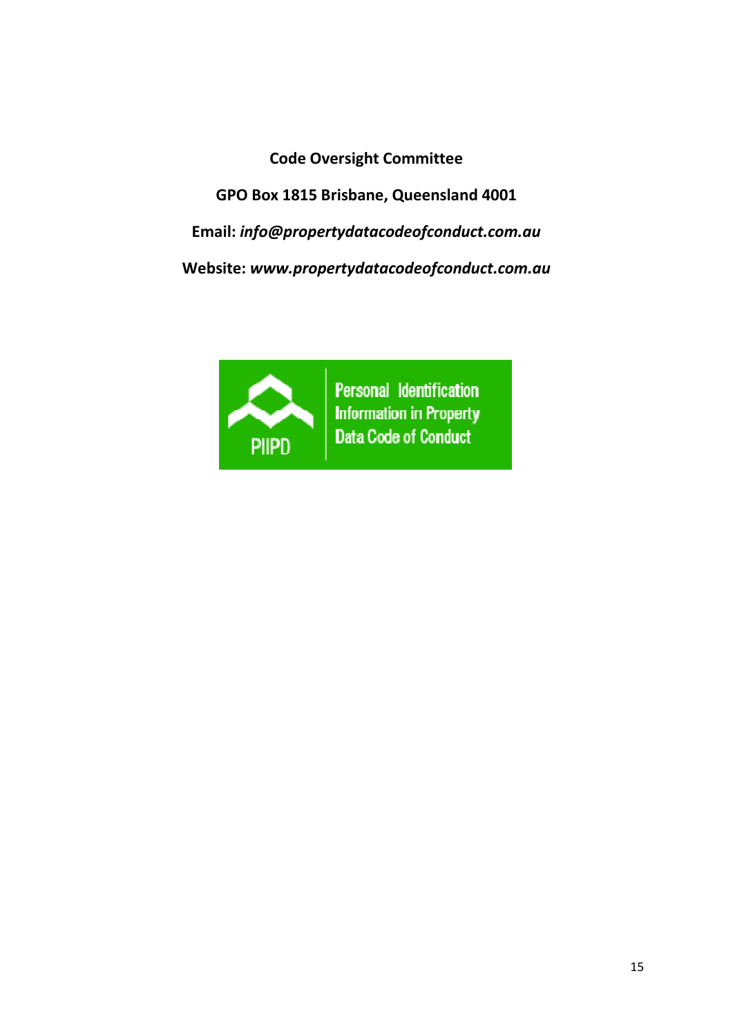**Code Oversight Committee**

**GPO Box 1815 Brisbane, Queensland 4001**

**Email:** ***info@propertydatacodeofconduct.com.au***

**Website:** ***www.propertydatacodeofconduct.com.au***

PIIPD

Personal Identification Information in Property Data Code of Conduct